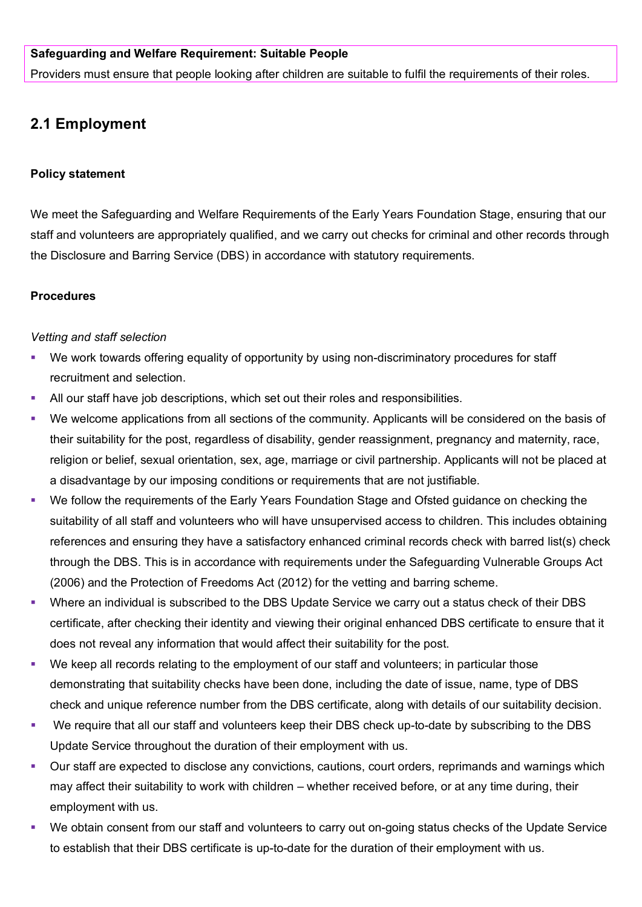**Safeguarding and Welfare Requirement: Suitable People**

Providers must ensure that people looking after children are suitable to fulfil the requirements of their roles.

## 2.1 Employment

**Policy statement**

We meet the Safeguarding and Welfare Requirements of the Early Years Foundation Stage, ensuring that our staff and volunteers are appropriately qualified, and we carry out checks for criminal and other records through the Disclosure and Barring Service (DBS) in accordance with statutory requirements.

**Procedures**

*Vetting and staff selection*

- We work towards offering equality of opportunity by using non-discriminatory procedures for staff recruitment and selection.
- All our staff have job descriptions, which set out their roles and responsibilities.
- We welcome applications from all sections of the community. Applicants will be considered on the basis of their suitability for the post, regardless of disability, gender reassignment, pregnancy and maternity, race, religion or belief, sexual orientation, sex, age, marriage or civil partnership. Applicants will not be placed at a disadvantage by our imposing conditions or requirements that are not justifiable.
- We follow the requirements of the Early Years Foundation Stage and Ofsted guidance on checking the suitability of all staff and volunteers who will have unsupervised access to children. This includes obtaining references and ensuring they have a satisfactory enhanced criminal records check with barred list(s) check through the DBS. This is in accordance with requirements under the Safeguarding Vulnerable Groups Act (2006) and the Protection of Freedoms Act (2012) for the vetting and barring scheme.
- Where an individual is subscribed to the DBS Update Service we carry out a status check of their DBS certificate, after checking their identity and viewing their original enhanced DBS certificate to ensure that it does not reveal any information that would affect their suitability for the post.
- We keep all records relating to the employment of our staff and volunteers; in particular those demonstrating that suitability checks have been done, including the date of issue, name, type of DBS check and unique reference number from the DBS certificate, along with details of our suitability decision.
- We require that all our staff and volunteers keep their DBS check up-to-date by subscribing to the DBS Update Service throughout the duration of their employment with us.
- Our staff are expected to disclose any convictions, cautions, court orders, reprimands and warnings which may affect their suitability to work with children – whether received before, or at any time during, their employment with us.
- We obtain consent from our staff and volunteers to carry out on-going status checks of the Update Service to establish that their DBS certificate is up-to-date for the duration of their employment with us.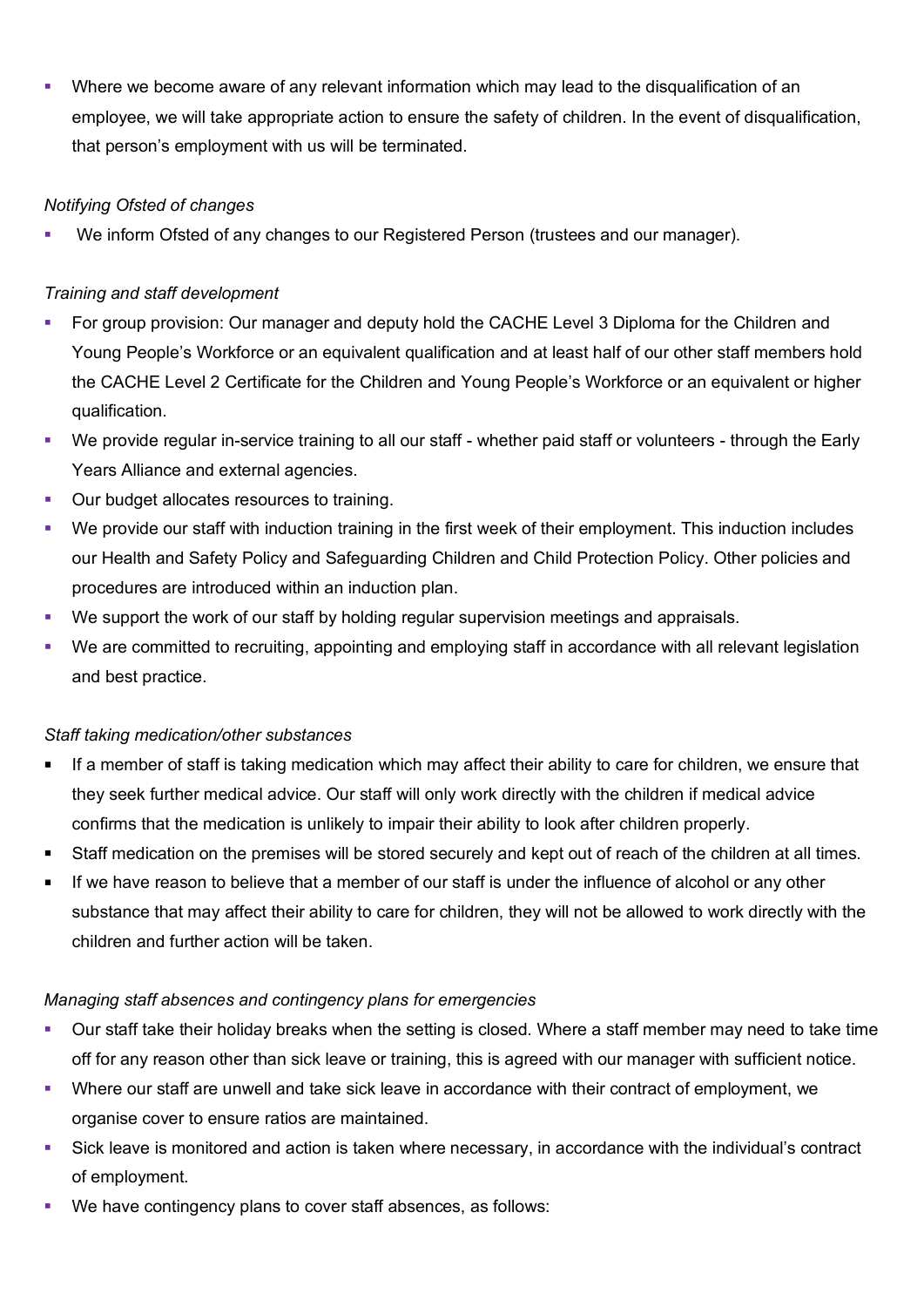- Where we become aware of any relevant information which may lead to the disqualification of an employee, we will take appropriate action to ensure the safety of children. In the event of disqualification, that person's employment with us will be terminated.

*Notifying Ofsted of changes*

- We inform Ofsted of any changes to our Registered Person (trustees and our manager).

*Training and staff development*

- For group provision: Our manager and deputy hold the CACHE Level 3 Diploma for the Children and Young People's Workforce or an equivalent qualification and at least half of our other staff members hold the CACHE Level 2 Certificate for the Children and Young People's Workforce or an equivalent or higher qualification.
- We provide regular in-service training to all our staff - whether paid staff or volunteers - through the Early Years Alliance and external agencies.
- Our budget allocates resources to training.
- We provide our staff with induction training in the first week of their employment. This induction includes our Health and Safety Policy and Safeguarding Children and Child Protection Policy. Other policies and procedures are introduced within an induction plan.
- We support the work of our staff by holding regular supervision meetings and appraisals.
- We are committed to recruiting, appointing and employing staff in accordance with all relevant legislation and best practice.

*Staff taking medication/other substances*

- If a member of staff is taking medication which may affect their ability to care for children, we ensure that they seek further medical advice. Our staff will only work directly with the children if medical advice confirms that the medication is unlikely to impair their ability to look after children properly.
- Staff medication on the premises will be stored securely and kept out of reach of the children at all times.
- If we have reason to believe that a member of our staff is under the influence of alcohol or any other substance that may affect their ability to care for children, they will not be allowed to work directly with the children and further action will be taken.

*Managing staff absences and contingency plans for emergencies*

- Our staff take their holiday breaks when the setting is closed. Where a staff member may need to take time off for any reason other than sick leave or training, this is agreed with our manager with sufficient notice.
- Where our staff are unwell and take sick leave in accordance with their contract of employment, we organise cover to ensure ratios are maintained.
- Sick leave is monitored and action is taken where necessary, in accordance with the individual's contract of employment.
- We have contingency plans to cover staff absences, as follows: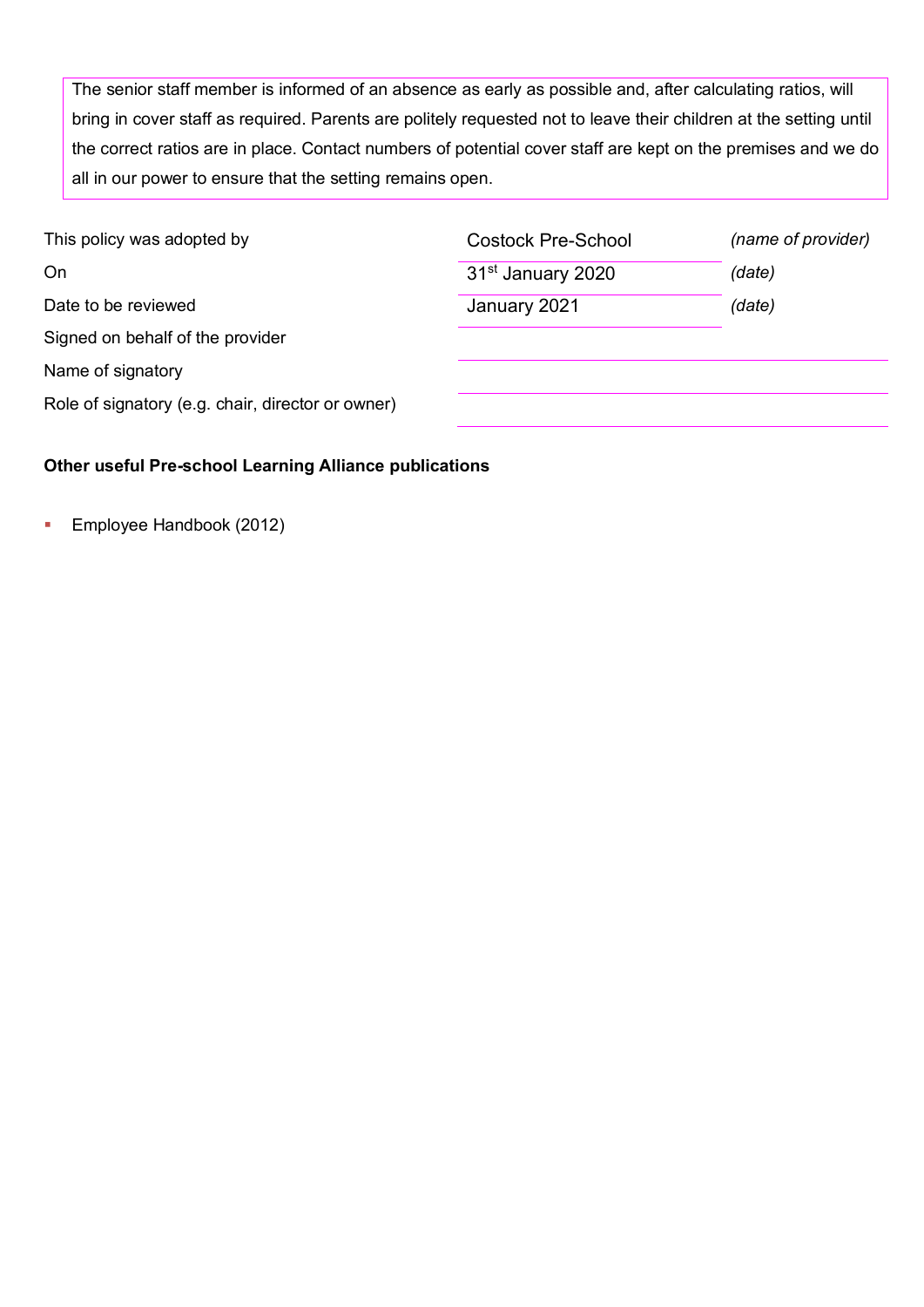The senior staff member is informed of an absence as early as possible and, after calculating ratios, will bring in cover staff as required. Parents are politely requested not to leave their children at the setting until the correct ratios are in place. Contact numbers of potential cover staff are kept on the premises and we do all in our power to ensure that the setting remains open.

| | | |
|---|---|---|
| This policy was adopted by | Costock Pre-School | *(name of provider)* |
| On | 31st January 2020 | *(date)* |
| Date to be reviewed | January 2021 | *(date)* |
| Signed on behalf of the provider | | |
| Name of signatory | | |
| Role of signatory (e.g. chair, director or owner) | | |

**Other useful Pre-school Learning Alliance publications**

- Employee Handbook (2012)